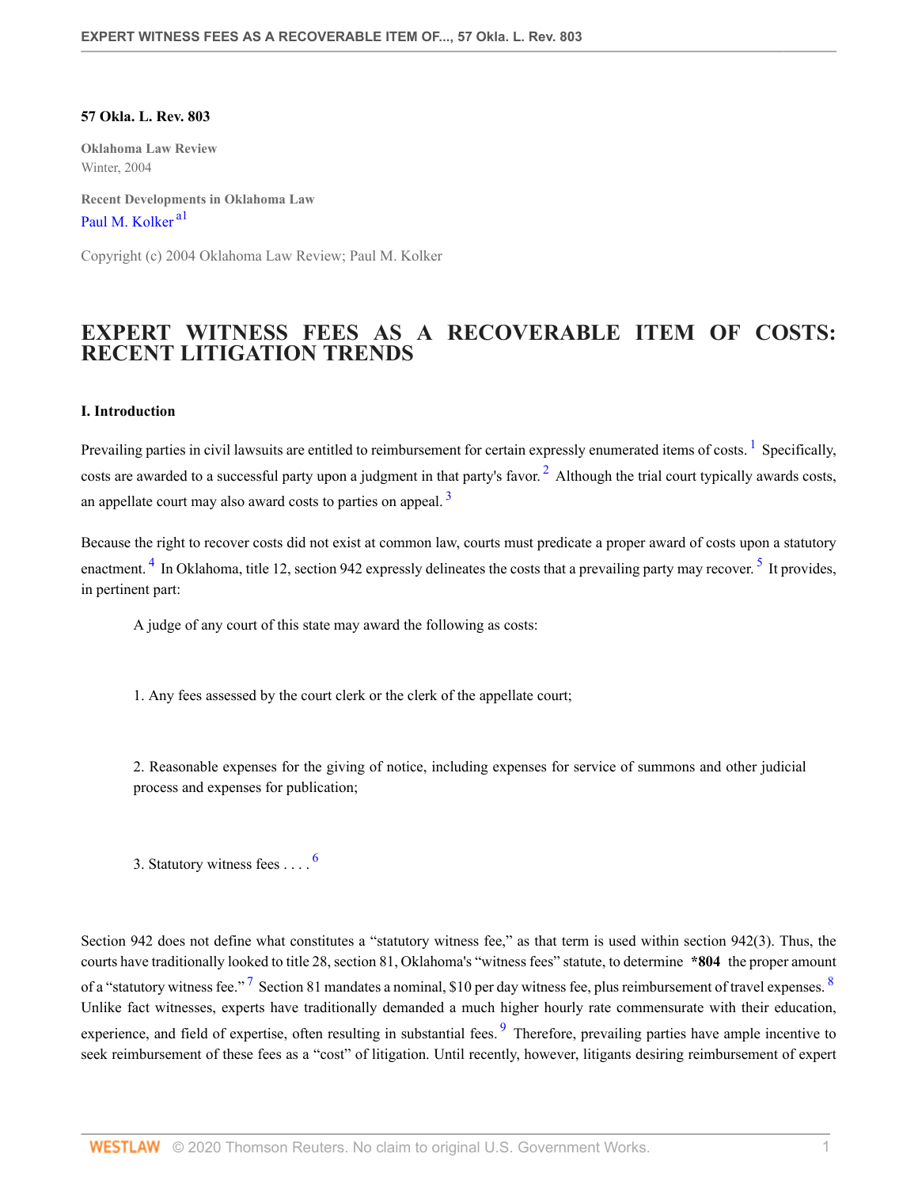**57 Okla. L. Rev. 803**

**Oklahoma Law Review**
Winter, 2004

**Recent Developments in Oklahoma Law**
Paul M. Kolker[a1]

Copyright (c) 2004 Oklahoma Law Review; Paul M. Kolker

# EXPERT WITNESS FEES AS A RECOVERABLE ITEM OF COSTS: RECENT LITIGATION TRENDS

### I. Introduction

Prevailing parties in civil lawsuits are entitled to reimbursement for certain expressly enumerated items of costs.[1] Specifically, costs are awarded to a successful party upon a judgment in that party's favor.[2] Although the trial court typically awards costs, an appellate court may also award costs to parties on appeal.[3]

Because the right to recover costs did not exist at common law, courts must predicate a proper award of costs upon a statutory enactment.[4] In Oklahoma, title 12, section 942 expressly delineates the costs that a prevailing party may recover.[5] It provides, in pertinent part:

> A judge of any court of this state may award the following as costs:
>
> 1. Any fees assessed by the court clerk or the clerk of the appellate court;
>
> 2. Reasonable expenses for the giving of notice, including expenses for service of summons and other judicial process and expenses for publication;
>
> 3. Statutory witness fees . . . .[6]

Section 942 does not define what constitutes a "statutory witness fee," as that term is used within section 942(3). Thus, the courts have traditionally looked to title 28, section 81, Oklahoma's "witness fees" statute, to determine **\*804** the proper amount of a "statutory witness fee."[7] Section 81 mandates a nominal, $10 per day witness fee, plus reimbursement of travel expenses.[8] Unlike fact witnesses, experts have traditionally demanded a much higher hourly rate commensurate with their education, experience, and field of expertise, often resulting in substantial fees.[9] Therefore, prevailing parties have ample incentive to seek reimbursement of these fees as a "cost" of litigation. Until recently, however, litigants desiring reimbursement of expert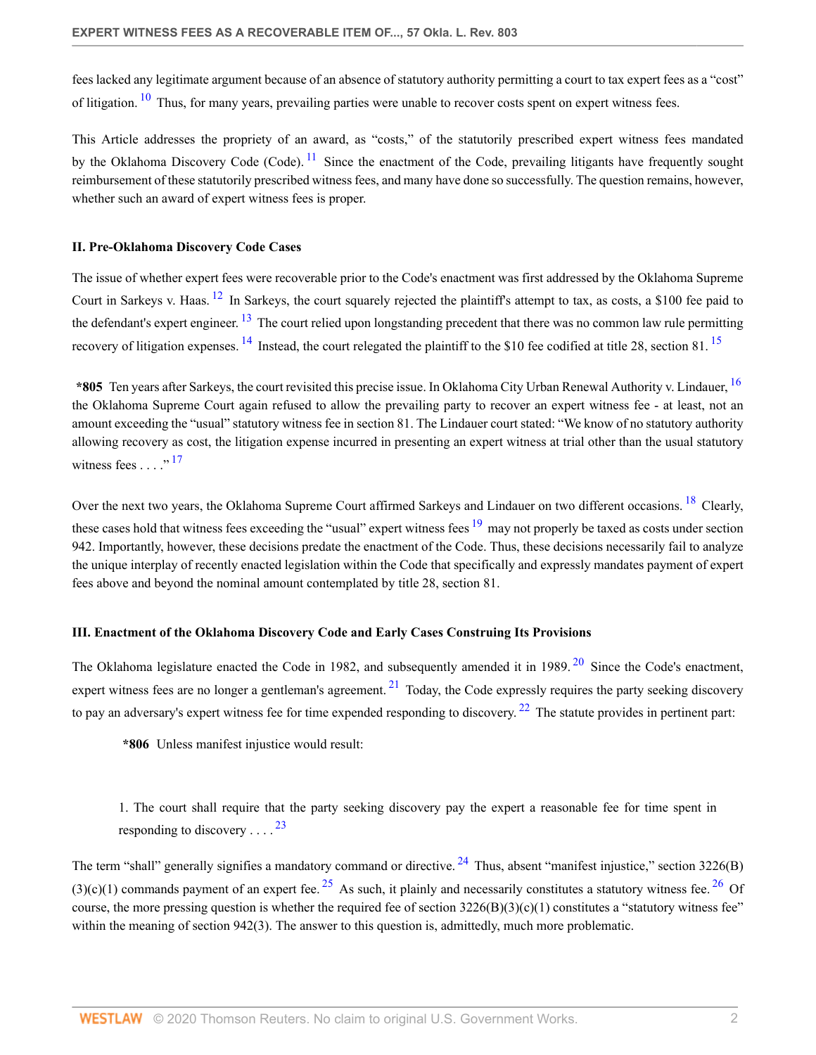fees lacked any legitimate argument because of an absence of statutory authority permitting a court to tax expert fees as a "cost" of litigation. [10] Thus, for many years, prevailing parties were unable to recover costs spent on expert witness fees.

This Article addresses the propriety of an award, as "costs," of the statutorily prescribed expert witness fees mandated by the Oklahoma Discovery Code (Code). [11] Since the enactment of the Code, prevailing litigants have frequently sought reimbursement of these statutorily prescribed witness fees, and many have done so successfully. The question remains, however, whether such an award of expert witness fees is proper.

## II. Pre-Oklahoma Discovery Code Cases

The issue of whether expert fees were recoverable prior to the Code's enactment was first addressed by the Oklahoma Supreme Court in Sarkeys v. Haas. [12] In Sarkeys, the court squarely rejected the plaintiff's attempt to tax, as costs, a $100 fee paid to the defendant's expert engineer. [13] The court relied upon longstanding precedent that there was no common law rule permitting recovery of litigation expenses. [14] Instead, the court relegated the plaintiff to the $10 fee codified at title 28, section 81. [15]

**\*805** Ten years after Sarkeys, the court revisited this precise issue. In Oklahoma City Urban Renewal Authority v. Lindauer, [16] the Oklahoma Supreme Court again refused to allow the prevailing party to recover an expert witness fee - at least, not an amount exceeding the "usual" statutory witness fee in section 81. The Lindauer court stated: "We know of no statutory authority allowing recovery as cost, the litigation expense incurred in presenting an expert witness at trial other than the usual statutory witness fees . . . ." [17]

Over the next two years, the Oklahoma Supreme Court affirmed Sarkeys and Lindauer on two different occasions. [18] Clearly, these cases hold that witness fees exceeding the "usual" expert witness fees [19] may not properly be taxed as costs under section 942. Importantly, however, these decisions predate the enactment of the Code. Thus, these decisions necessarily fail to analyze the unique interplay of recently enacted legislation within the Code that specifically and expressly mandates payment of expert fees above and beyond the nominal amount contemplated by title 28, section 81.

## III. Enactment of the Oklahoma Discovery Code and Early Cases Construing Its Provisions

The Oklahoma legislature enacted the Code in 1982, and subsequently amended it in 1989. [20] Since the Code's enactment, expert witness fees are no longer a gentleman's agreement. [21] Today, the Code expressly requires the party seeking discovery to pay an adversary's expert witness fee for time expended responding to discovery. [22] The statute provides in pertinent part:

> **\*806** Unless manifest injustice would result:
>
> 1. The court shall require that the party seeking discovery pay the expert a reasonable fee for time spent in responding to discovery . . . . [23]

The term "shall" generally signifies a mandatory command or directive. [24] Thus, absent "manifest injustice," section 3226(B)(3)(c)(1) commands payment of an expert fee. [25] As such, it plainly and necessarily constitutes a statutory witness fee. [26] Of course, the more pressing question is whether the required fee of section 3226(B)(3)(c)(1) constitutes a "statutory witness fee" within the meaning of section 942(3). The answer to this question is, admittedly, much more problematic.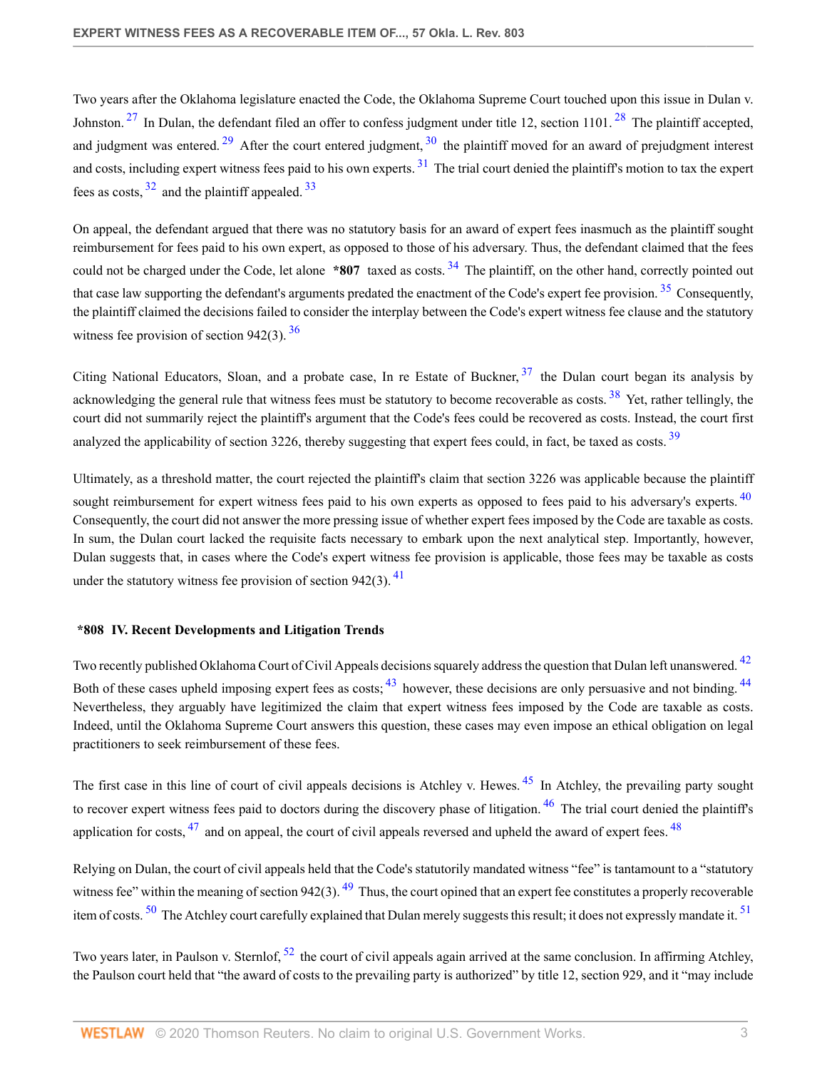Two years after the Oklahoma legislature enacted the Code, the Oklahoma Supreme Court touched upon this issue in Dulan v. Johnston.[27] In Dulan, the defendant filed an offer to confess judgment under title 12, section 1101.[28] The plaintiff accepted, and judgment was entered.[29] After the court entered judgment,[30] the plaintiff moved for an award of prejudgment interest and costs, including expert witness fees paid to his own experts.[31] The trial court denied the plaintiff's motion to tax the expert fees as costs,[32] and the plaintiff appealed.[33]

On appeal, the defendant argued that there was no statutory basis for an award of expert fees inasmuch as the plaintiff sought reimbursement for fees paid to his own expert, as opposed to those of his adversary. Thus, the defendant claimed that the fees could not be charged under the Code, let alone **\*807** taxed as costs.[34] The plaintiff, on the other hand, correctly pointed out that case law supporting the defendant's arguments predated the enactment of the Code's expert fee provision.[35] Consequently, the plaintiff claimed the decisions failed to consider the interplay between the Code's expert witness fee clause and the statutory witness fee provision of section 942(3).[36]

Citing National Educators, Sloan, and a probate case, In re Estate of Buckner,[37] the Dulan court began its analysis by acknowledging the general rule that witness fees must be statutory to become recoverable as costs.[38] Yet, rather tellingly, the court did not summarily reject the plaintiff's argument that the Code's fees could be recovered as costs. Instead, the court first analyzed the applicability of section 3226, thereby suggesting that expert fees could, in fact, be taxed as costs.[39]

Ultimately, as a threshold matter, the court rejected the plaintiff's claim that section 3226 was applicable because the plaintiff sought reimbursement for expert witness fees paid to his own experts as opposed to fees paid to his adversary's experts.[40] Consequently, the court did not answer the more pressing issue of whether expert fees imposed by the Code are taxable as costs. In sum, the Dulan court lacked the requisite facts necessary to embark upon the next analytical step. Importantly, however, Dulan suggests that, in cases where the Code's expert witness fee provision is applicable, those fees may be taxable as costs under the statutory witness fee provision of section 942(3).[41]

## \*808 IV. Recent Developments and Litigation Trends

Two recently published Oklahoma Court of Civil Appeals decisions squarely address the question that Dulan left unanswered.[42] Both of these cases upheld imposing expert fees as costs;[43] however, these decisions are only persuasive and not binding.[44] Nevertheless, they arguably have legitimized the claim that expert witness fees imposed by the Code are taxable as costs. Indeed, until the Oklahoma Supreme Court answers this question, these cases may even impose an ethical obligation on legal practitioners to seek reimbursement of these fees.

The first case in this line of court of civil appeals decisions is Atchley v. Hewes.[45] In Atchley, the prevailing party sought to recover expert witness fees paid to doctors during the discovery phase of litigation.[46] The trial court denied the plaintiff's application for costs,[47] and on appeal, the court of civil appeals reversed and upheld the award of expert fees.[48]

Relying on Dulan, the court of civil appeals held that the Code's statutorily mandated witness "fee" is tantamount to a "statutory witness fee" within the meaning of section 942(3).[49] Thus, the court opined that an expert fee constitutes a properly recoverable item of costs.[50] The Atchley court carefully explained that Dulan merely suggests this result; it does not expressly mandate it.[51]

Two years later, in Paulson v. Sternlof,[52] the court of civil appeals again arrived at the same conclusion. In affirming Atchley, the Paulson court held that "the award of costs to the prevailing party is authorized" by title 12, section 929, and it "may include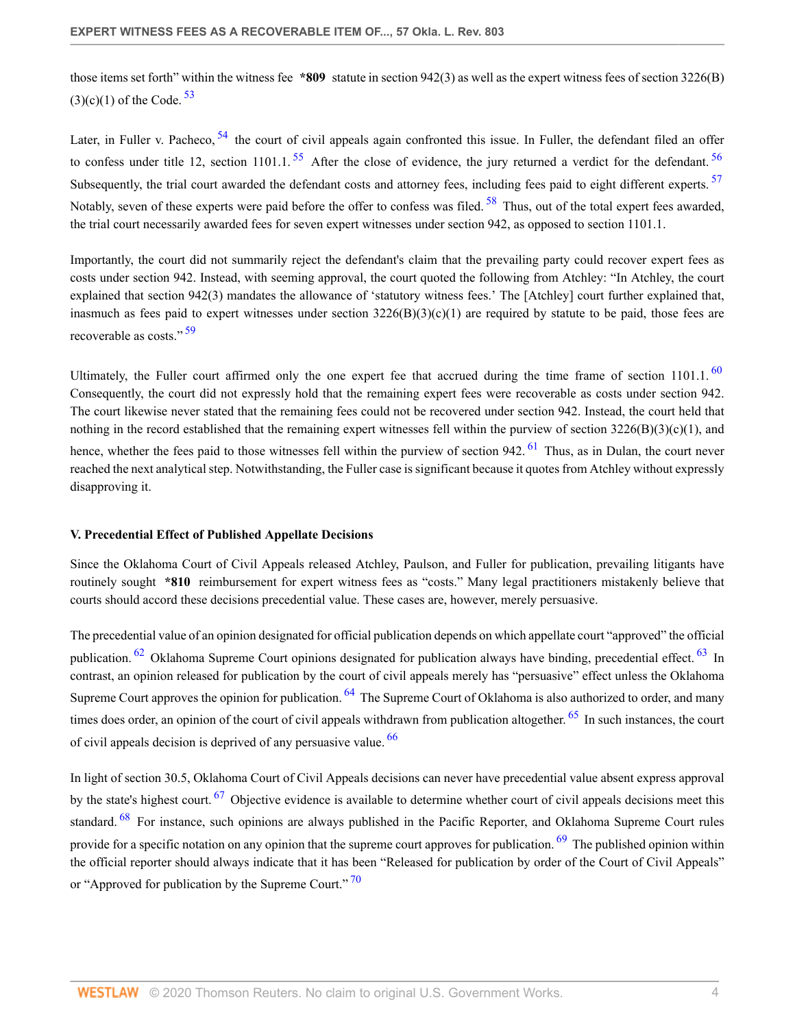those items set forth" within the witness fee **\*809** statute in section 942(3) as well as the expert witness fees of section 3226(B)(3)(c)(1) of the Code. [53]

Later, in Fuller v. Pacheco, [54] the court of civil appeals again confronted this issue. In Fuller, the defendant filed an offer to confess under title 12, section 1101.1. [55] After the close of evidence, the jury returned a verdict for the defendant. [56] Subsequently, the trial court awarded the defendant costs and attorney fees, including fees paid to eight different experts. [57] Notably, seven of these experts were paid before the offer to confess was filed. [58] Thus, out of the total expert fees awarded, the trial court necessarily awarded fees for seven expert witnesses under section 942, as opposed to section 1101.1.

Importantly, the court did not summarily reject the defendant's claim that the prevailing party could recover expert fees as costs under section 942. Instead, with seeming approval, the court quoted the following from Atchley: "In Atchley, the court explained that section 942(3) mandates the allowance of 'statutory witness fees.' The [Atchley] court further explained that, inasmuch as fees paid to expert witnesses under section 3226(B)(3)(c)(1) are required by statute to be paid, those fees are recoverable as costs." [59]

Ultimately, the Fuller court affirmed only the one expert fee that accrued during the time frame of section 1101.1. [60] Consequently, the court did not expressly hold that the remaining expert fees were recoverable as costs under section 942. The court likewise never stated that the remaining fees could not be recovered under section 942. Instead, the court held that nothing in the record established that the remaining expert witnesses fell within the purview of section 3226(B)(3)(c)(1), and hence, whether the fees paid to those witnesses fell within the purview of section 942. [61] Thus, as in Dulan, the court never reached the next analytical step. Notwithstanding, the Fuller case is significant because it quotes from Atchley without expressly disapproving it.

### V. Precedential Effect of Published Appellate Decisions

Since the Oklahoma Court of Civil Appeals released Atchley, Paulson, and Fuller for publication, prevailing litigants have routinely sought **\*810** reimbursement for expert witness fees as "costs." Many legal practitioners mistakenly believe that courts should accord these decisions precedential value. These cases are, however, merely persuasive.

The precedential value of an opinion designated for official publication depends on which appellate court "approved" the official publication. [62] Oklahoma Supreme Court opinions designated for publication always have binding, precedential effect. [63] In contrast, an opinion released for publication by the court of civil appeals merely has "persuasive" effect unless the Oklahoma Supreme Court approves the opinion for publication. [64] The Supreme Court of Oklahoma is also authorized to order, and many times does order, an opinion of the court of civil appeals withdrawn from publication altogether. [65] In such instances, the court of civil appeals decision is deprived of any persuasive value. [66]

In light of section 30.5, Oklahoma Court of Civil Appeals decisions can never have precedential value absent express approval by the state's highest court. [67] Objective evidence is available to determine whether court of civil appeals decisions meet this standard. [68] For instance, such opinions are always published in the Pacific Reporter, and Oklahoma Supreme Court rules provide for a specific notation on any opinion that the supreme court approves for publication. [69] The published opinion within the official reporter should always indicate that it has been "Released for publication by order of the Court of Civil Appeals" or "Approved for publication by the Supreme Court." [70]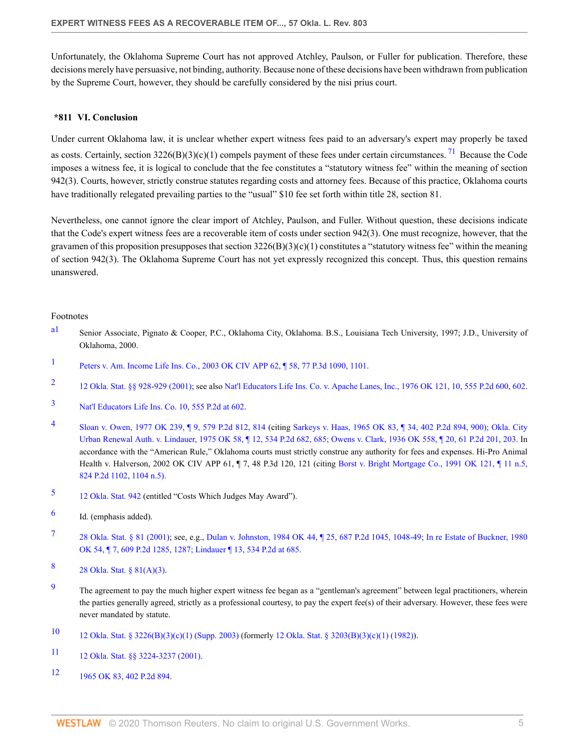Unfortunately, the Oklahoma Supreme Court has not approved Atchley, Paulson, or Fuller for publication. Therefore, these decisions merely have persuasive, not binding, authority. Because none of these decisions have been withdrawn from publication by the Supreme Court, however, they should be carefully considered by the nisi prius court.

## *811 VI. Conclusion

Under current Oklahoma law, it is unclear whether expert witness fees paid to an adversary's expert may properly be taxed as costs. Certainly, section 3226(B)(3)(c)(1) compels payment of these fees under certain circumstances.[71] Because the Code imposes a witness fee, it is logical to conclude that the fee constitutes a "statutory witness fee" within the meaning of section 942(3). Courts, however, strictly construe statutes regarding costs and attorney fees. Because of this practice, Oklahoma courts have traditionally relegated prevailing parties to the "usual" $10 fee set forth within title 28, section 81.

Nevertheless, one cannot ignore the clear import of Atchley, Paulson, and Fuller. Without question, these decisions indicate that the Code's expert witness fees are a recoverable item of costs under section 942(3). One must recognize, however, that the gravamen of this proposition presupposes that section 3226(B)(3)(c)(1) constitutes a "statutory witness fee" within the meaning of section 942(3). The Oklahoma Supreme Court has not yet expressly recognized this concept. Thus, this question remains unanswered.

### Footnotes

a1 Senior Associate, Pignato & Cooper, P.C., Oklahoma City, Oklahoma. B.S., Louisiana Tech University, 1997; J.D., University of Oklahoma, 2000.

1 Peters v. Am. Income Life Ins. Co., 2003 OK CIV APP 62, ¶ 58, 77 P.3d 1090, 1101.

2 12 Okla. Stat. §§ 928-929 (2001); see also Nat'l Educators Life Ins. Co. v. Apache Lanes, Inc., 1976 OK 121, 10, 555 P.2d 600, 602.

3 Nat'l Educators Life Ins. Co. 10, 555 P.2d at 602.

4 Sloan v. Owen, 1977 OK 239, ¶ 9, 579 P.2d 812, 814 (citing Sarkeys v. Haas, 1965 OK 83, ¶ 34, 402 P.2d 894, 900); Okla. City Urban Renewal Auth. v. Lindauer, 1975 OK 58, ¶ 12, 534 P.2d 682, 685; Owens v. Clark, 1936 OK 558, ¶ 20, 61 P.2d 201, 203. In accordance with the "American Rule," Oklahoma courts must strictly construe any authority for fees and expenses. Hi-Pro Animal Health v. Halverson, 2002 OK CIV APP 61, ¶ 7, 48 P.3d 120, 121 (citing Borst v. Bright Mortgage Co., 1991 OK 121, ¶ 11 n.5, 824 P.2d 1102, 1104 n.5).

5 12 Okla. Stat. 942 (entitled "Costs Which Judges May Award").

6 Id. (emphasis added).

7 28 Okla. Stat. § 81 (2001); see, e.g., Dulan v. Johnston, 1984 OK 44, ¶ 25, 687 P.2d 1045, 1048-49; In re Estate of Buckner, 1980 OK 54, ¶ 7, 609 P.2d 1285, 1287; Lindauer ¶ 13, 534 P.2d at 685.

8 28 Okla. Stat. § 81(A)(3).

9 The agreement to pay the much higher expert witness fee began as a "gentleman's agreement" between legal practitioners, wherein the parties generally agreed, strictly as a professional courtesy, to pay the expert fee(s) of their adversary. However, these fees were never mandated by statute.

10 12 Okla. Stat. § 3226(B)(3)(c)(1) (Supp. 2003) (formerly 12 Okla. Stat. § 3203(B)(3)(c)(1) (1982)).

11 12 Okla. Stat. §§ 3224-3237 (2001).

12 1965 OK 83, 402 P.2d 894.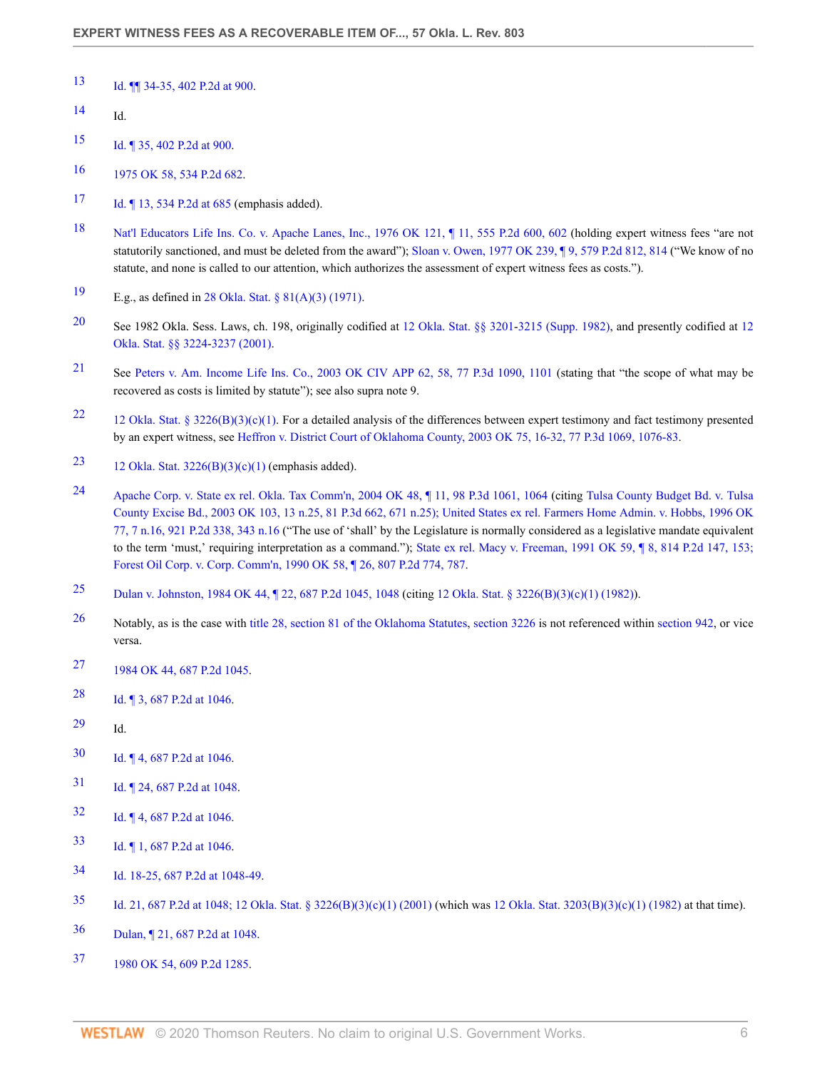13 Id. ¶¶ 34-35, 402 P.2d at 900.

14 Id.

15 Id. ¶ 35, 402 P.2d at 900.

16 1975 OK 58, 534 P.2d 682.

17 Id. ¶ 13, 534 P.2d at 685 (emphasis added).

18 Nat'l Educators Life Ins. Co. v. Apache Lanes, Inc., 1976 OK 121, ¶ 11, 555 P.2d 600, 602 (holding expert witness fees "are not statutorily sanctioned, and must be deleted from the award"); Sloan v. Owen, 1977 OK 239, ¶ 9, 579 P.2d 812, 814 ("We know of no statute, and none is called to our attention, which authorizes the assessment of expert witness fees as costs.").

19 E.g., as defined in 28 Okla. Stat. § 81(A)(3) (1971).

20 See 1982 Okla. Sess. Laws, ch. 198, originally codified at 12 Okla. Stat. §§ 3201-3215 (Supp. 1982), and presently codified at 12 Okla. Stat. §§ 3224-3237 (2001).

21 See Peters v. Am. Income Life Ins. Co., 2003 OK CIV APP 62, 58, 77 P.3d 1090, 1101 (stating that "the scope of what may be recovered as costs is limited by statute"); see also supra note 9.

22 12 Okla. Stat. § 3226(B)(3)(c)(1). For a detailed analysis of the differences between expert testimony and fact testimony presented by an expert witness, see Heffron v. District Court of Oklahoma County, 2003 OK 75, 16-32, 77 P.3d 1069, 1076-83.

23 12 Okla. Stat. 3226(B)(3)(c)(1) (emphasis added).

24 Apache Corp. v. State ex rel. Okla. Tax Comm'n, 2004 OK 48, ¶ 11, 98 P.3d 1061, 1064 (citing Tulsa County Budget Bd. v. Tulsa County Excise Bd., 2003 OK 103, 13 n.25, 81 P.3d 662, 671 n.25); United States ex rel. Farmers Home Admin. v. Hobbs, 1996 OK 77, 7 n.16, 921 P.2d 338, 343 n.16 ("The use of 'shall' by the Legislature is normally considered as a legislative mandate equivalent to the term 'must,' requiring interpretation as a command."); State ex rel. Macy v. Freeman, 1991 OK 59, ¶ 8, 814 P.2d 147, 153; Forest Oil Corp. v. Corp. Comm'n, 1990 OK 58, ¶ 26, 807 P.2d 774, 787.

25 Dulan v. Johnston, 1984 OK 44, ¶ 22, 687 P.2d 1045, 1048 (citing 12 Okla. Stat. § 3226(B)(3)(c)(1) (1982)).

26 Notably, as is the case with title 28, section 81 of the Oklahoma Statutes, section 3226 is not referenced within section 942, or vice versa.

27 1984 OK 44, 687 P.2d 1045.

28 Id. ¶ 3, 687 P.2d at 1046.

29 Id.

30 Id. ¶ 4, 687 P.2d at 1046.

31 Id. ¶ 24, 687 P.2d at 1048.

32 Id. ¶ 4, 687 P.2d at 1046.

33 Id. ¶ 1, 687 P.2d at 1046.

34 Id. 18-25, 687 P.2d at 1048-49.

35 Id. 21, 687 P.2d at 1048; 12 Okla. Stat. § 3226(B)(3)(c)(1) (2001) (which was 12 Okla. Stat. 3203(B)(3)(c)(1) (1982) at that time).

36 Dulan, ¶ 21, 687 P.2d at 1048.

37 1980 OK 54, 609 P.2d 1285.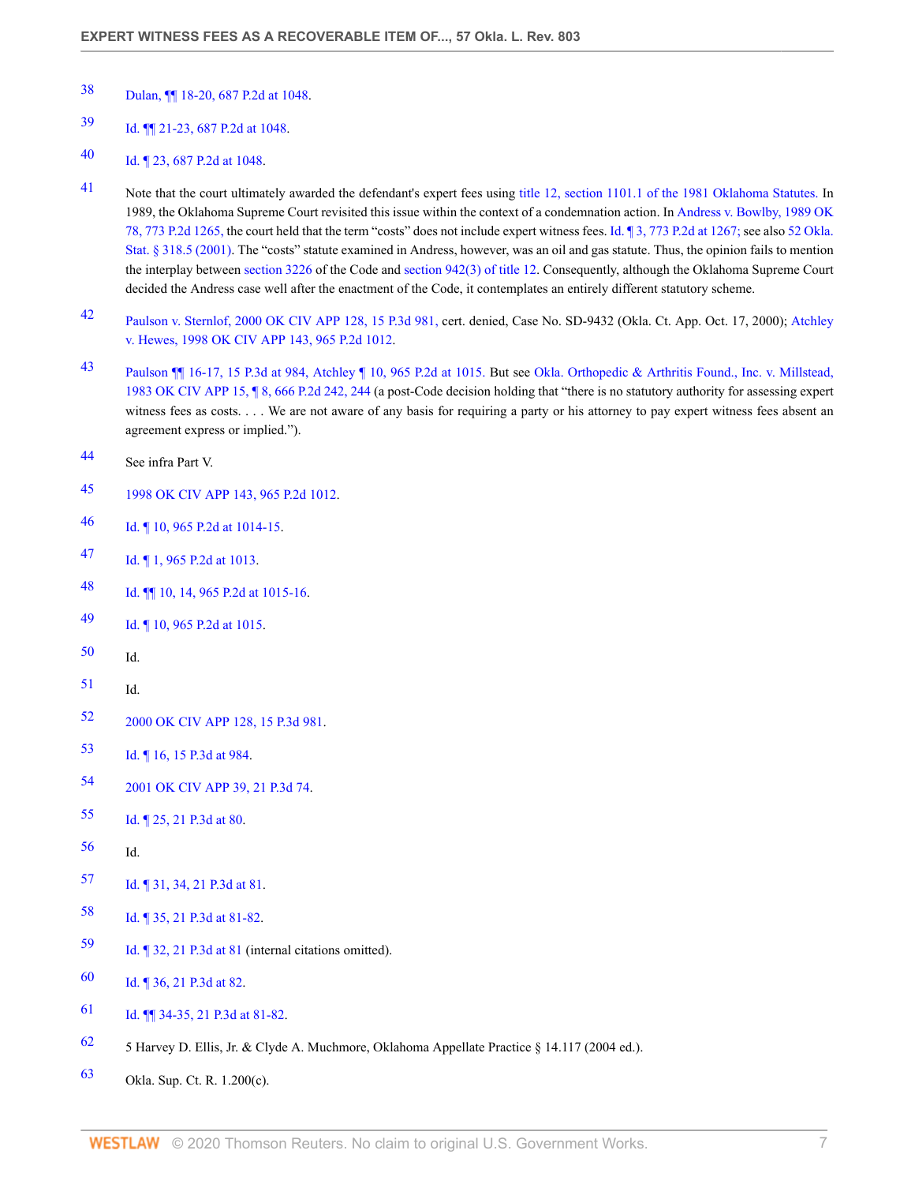38 Dulan, ¶¶ 18-20, 687 P.2d at 1048.

39 Id. ¶¶ 21-23, 687 P.2d at 1048.

40 Id. ¶ 23, 687 P.2d at 1048.

41 Note that the court ultimately awarded the defendant's expert fees using title 12, section 1101.1 of the 1981 Oklahoma Statutes. In 1989, the Oklahoma Supreme Court revisited this issue within the context of a condemnation action. In Andress v. Bowlby, 1989 OK 78, 773 P.2d 1265, the court held that the term "costs" does not include expert witness fees. Id. ¶ 3, 773 P.2d at 1267; see also 52 Okla. Stat. § 318.5 (2001). The "costs" statute examined in Andress, however, was an oil and gas statute. Thus, the opinion fails to mention the interplay between section 3226 of the Code and section 942(3) of title 12. Consequently, although the Oklahoma Supreme Court decided the Andress case well after the enactment of the Code, it contemplates an entirely different statutory scheme.

42 Paulson v. Sternlof, 2000 OK CIV APP 128, 15 P.3d 981, cert. denied, Case No. SD-9432 (Okla. Ct. App. Oct. 17, 2000); Atchley v. Hewes, 1998 OK CIV APP 143, 965 P.2d 1012.

43 Paulson ¶¶ 16-17, 15 P.3d at 984, Atchley ¶ 10, 965 P.2d at 1015. But see Okla. Orthopedic & Arthritis Found., Inc. v. Millstead, 1983 OK CIV APP 15, ¶ 8, 666 P.2d 242, 244 (a post-Code decision holding that "there is no statutory authority for assessing expert witness fees as costs. . . . We are not aware of any basis for requiring a party or his attorney to pay expert witness fees absent an agreement express or implied.").

44 See infra Part V.

45 1998 OK CIV APP 143, 965 P.2d 1012.

46 Id. ¶ 10, 965 P.2d at 1014-15.

47 Id. ¶ 1, 965 P.2d at 1013.

48 Id. ¶¶ 10, 14, 965 P.2d at 1015-16.

49 Id. ¶ 10, 965 P.2d at 1015.

50 Id.

51 Id.

52 2000 OK CIV APP 128, 15 P.3d 981.

53 Id. ¶ 16, 15 P.3d at 984.

54 2001 OK CIV APP 39, 21 P.3d 74.

55 Id. ¶ 25, 21 P.3d at 80.

56 Id.

57 Id. ¶ 31, 34, 21 P.3d at 81.

58 Id. ¶ 35, 21 P.3d at 81-82.

59 Id. ¶ 32, 21 P.3d at 81 (internal citations omitted).

60 Id. ¶ 36, 21 P.3d at 82.

61 Id. ¶¶ 34-35, 21 P.3d at 81-82.

62 5 Harvey D. Ellis, Jr. & Clyde A. Muchmore, Oklahoma Appellate Practice § 14.117 (2004 ed.).

63 Okla. Sup. Ct. R. 1.200(c).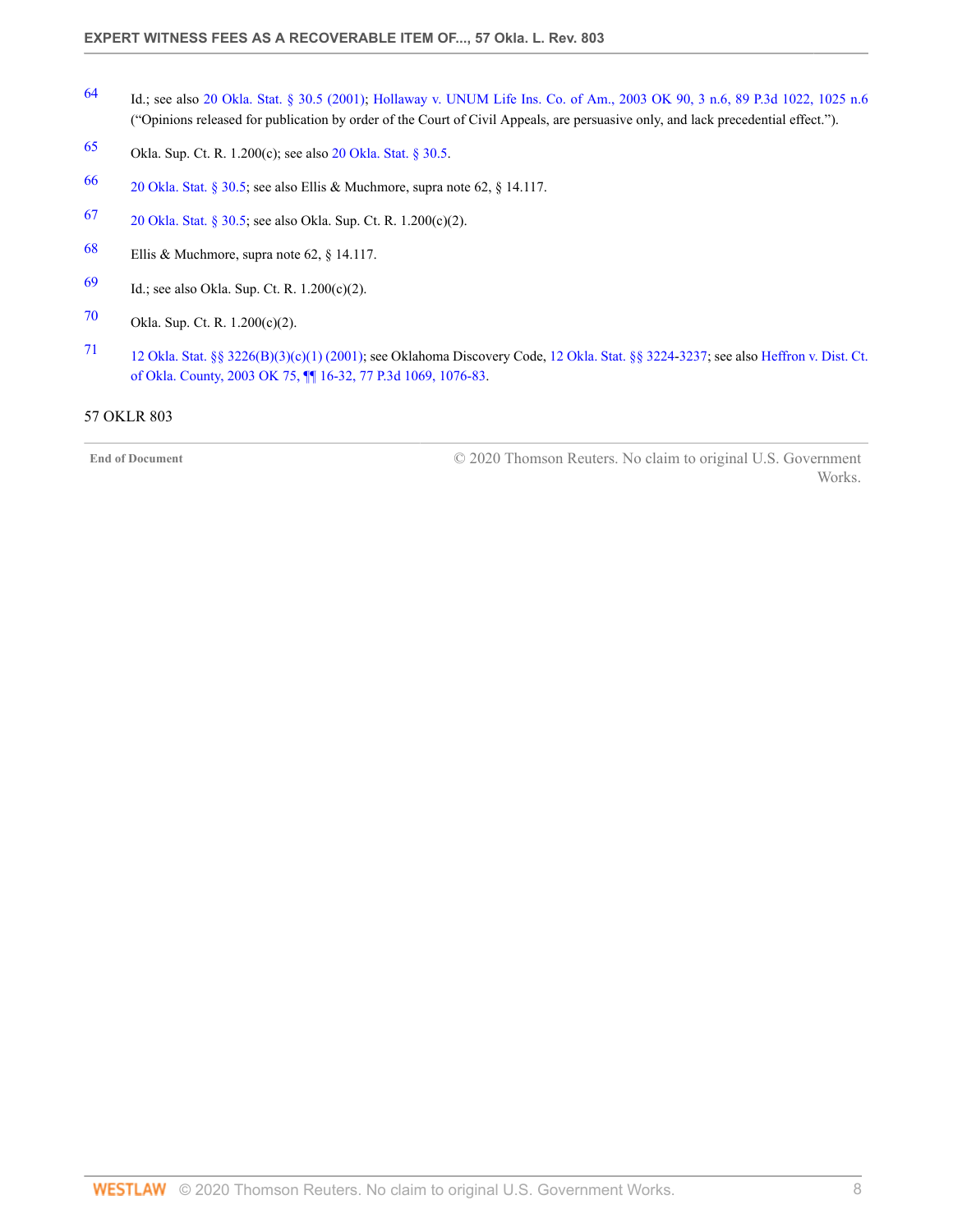64 Id.; see also 20 Okla. Stat. § 30.5 (2001); Hollaway v. UNUM Life Ins. Co. of Am., 2003 OK 90, 3 n.6, 89 P.3d 1022, 1025 n.6 ("Opinions released for publication by order of the Court of Civil Appeals, are persuasive only, and lack precedential effect.").

65 Okla. Sup. Ct. R. 1.200(c); see also 20 Okla. Stat. § 30.5.

66 20 Okla. Stat. § 30.5; see also Ellis & Muchmore, supra note 62, § 14.117.

67 20 Okla. Stat. § 30.5; see also Okla. Sup. Ct. R. 1.200(c)(2).

68 Ellis & Muchmore, supra note 62, § 14.117.

69 Id.; see also Okla. Sup. Ct. R. 1.200(c)(2).

70 Okla. Sup. Ct. R. 1.200(c)(2).

71 12 Okla. Stat. §§ 3226(B)(3)(c)(1) (2001); see Oklahoma Discovery Code, 12 Okla. Stat. §§ 3224-3237; see also Heffron v. Dist. Ct. of Okla. County, 2003 OK 75, ¶¶ 16-32, 77 P.3d 1069, 1076-83.

57 OKLR 803

End of Document © 2020 Thomson Reuters. No claim to original U.S. Government Works.